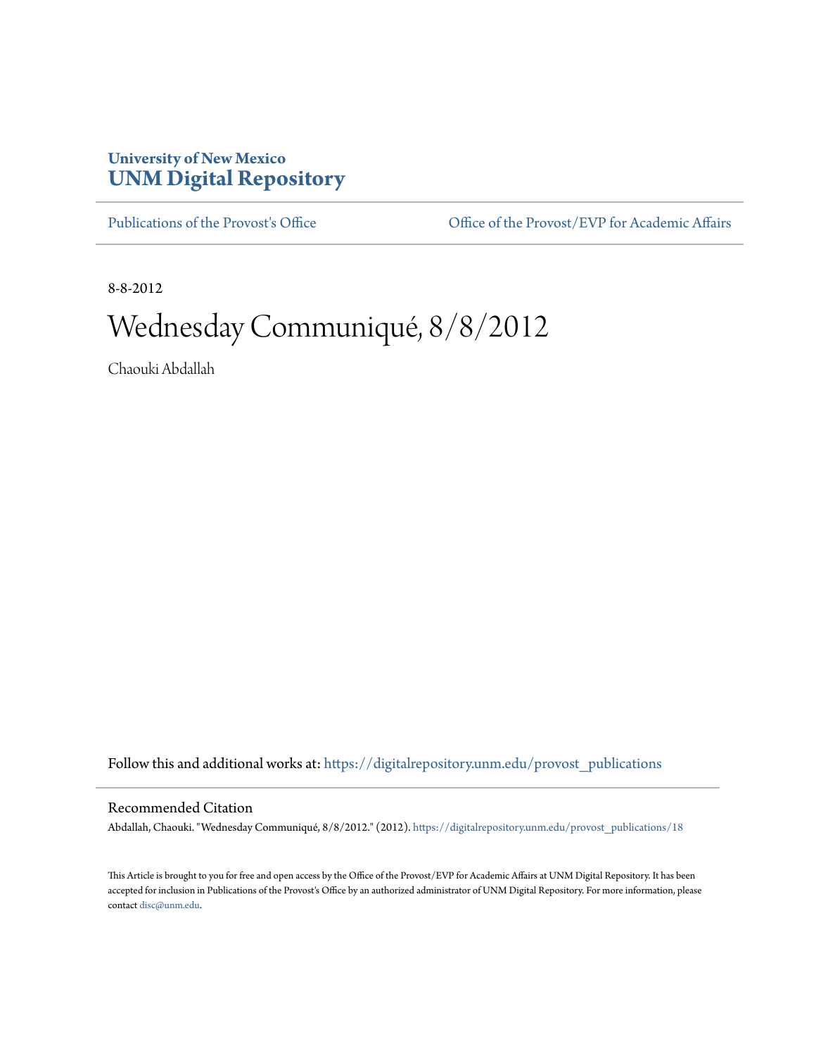**University of New Mexico**
# UNM Digital Repository

Publications of the Provost's Office | Office of the Provost/EVP for Academic Affairs

8-8-2012

# Wednesday Communiqué, 8/8/2012

Chaouki Abdallah

Follow this and additional works at: https://digitalrepository.unm.edu/provost_publications

## Recommended Citation

Abdallah, Chaouki. "Wednesday Communiqué, 8/8/2012." (2012). https://digitalrepository.unm.edu/provost_publications/18

This Article is brought to you for free and open access by the Office of the Provost/EVP for Academic Affairs at UNM Digital Repository. It has been accepted for inclusion in Publications of the Provost's Office by an authorized administrator of UNM Digital Repository. For more information, please contact disc@unm.edu.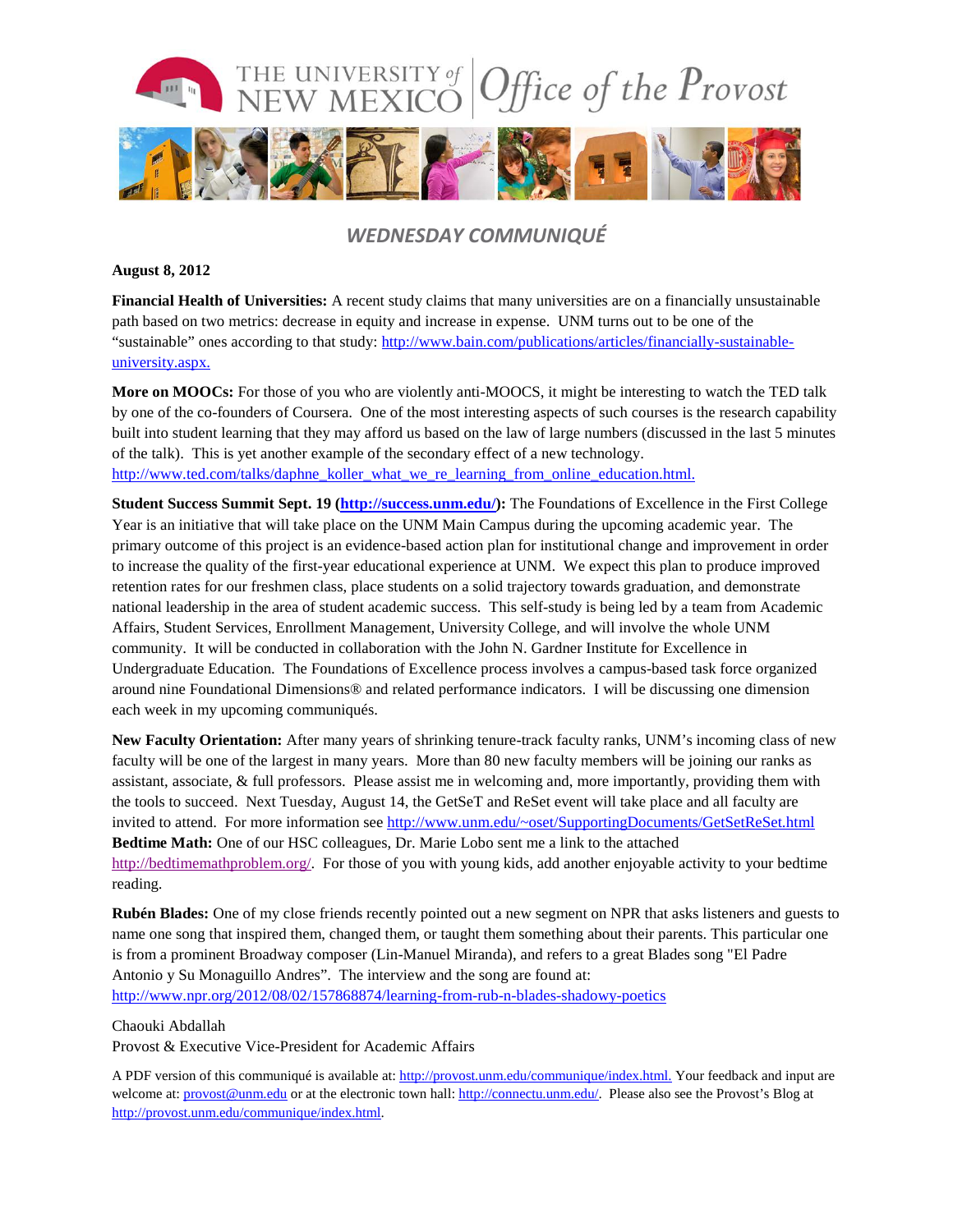THE UNIVERSITY of NEW MEXICO | Office of the Provost

## *WEDNESDAY COMMUNIQUÉ*

**August 8, 2012**

**Financial Health of Universities:** A recent study claims that many universities are on a financially unsustainable path based on two metrics: decrease in equity and increase in expense. UNM turns out to be one of the "sustainable" ones according to that study: http://www.bain.com/publications/articles/financially-sustainable-university.aspx.

**More on MOOCs:** For those of you who are violently anti-MOOCS, it might be interesting to watch the TED talk by one of the co-founders of Coursera. One of the most interesting aspects of such courses is the research capability built into student learning that they may afford us based on the law of large numbers (discussed in the last 5 minutes of the talk). This is yet another example of the secondary effect of a new technology. http://www.ted.com/talks/daphne_koller_what_we_re_learning_from_online_education.html.

**Student Success Summit Sept. 19 (http://success.unm.edu/):** The Foundations of Excellence in the First College Year is an initiative that will take place on the UNM Main Campus during the upcoming academic year. The primary outcome of this project is an evidence-based action plan for institutional change and improvement in order to increase the quality of the first-year educational experience at UNM. We expect this plan to produce improved retention rates for our freshmen class, place students on a solid trajectory towards graduation, and demonstrate national leadership in the area of student academic success. This self-study is being led by a team from Academic Affairs, Student Services, Enrollment Management, University College, and will involve the whole UNM community. It will be conducted in collaboration with the John N. Gardner Institute for Excellence in Undergraduate Education. The Foundations of Excellence process involves a campus-based task force organized around nine Foundational Dimensions® and related performance indicators. I will be discussing one dimension each week in my upcoming communiqués.

**New Faculty Orientation:** After many years of shrinking tenure-track faculty ranks, UNM's incoming class of new faculty will be one of the largest in many years. More than 80 new faculty members will be joining our ranks as assistant, associate, & full professors. Please assist me in welcoming and, more importantly, providing them with the tools to succeed. Next Tuesday, August 14, the GetSeT and ReSet event will take place and all faculty are invited to attend. For more information see http://www.unm.edu/~oset/SupportingDocuments/GetSetReSet.html
**Bedtime Math:** One of our HSC colleagues, Dr. Marie Lobo sent me a link to the attached http://bedtimemathproblem.org/. For those of you with young kids, add another enjoyable activity to your bedtime reading.

**Rubén Blades:** One of my close friends recently pointed out a new segment on NPR that asks listeners and guests to name one song that inspired them, changed them, or taught them something about their parents. This particular one is from a prominent Broadway composer (Lin-Manuel Miranda), and refers to a great Blades song "El Padre Antonio y Su Monaguillo Andres". The interview and the song are found at: http://www.npr.org/2012/08/02/157868874/learning-from-rub-n-blades-shadowy-poetics

Chaouki Abdallah
Provost & Executive Vice-President for Academic Affairs

A PDF version of this communiqué is available at: http://provost.unm.edu/communique/index.html. Your feedback and input are welcome at: provost@unm.edu or at the electronic town hall: http://connectu.unm.edu/. Please also see the Provost's Blog at http://provost.unm.edu/communique/index.html.